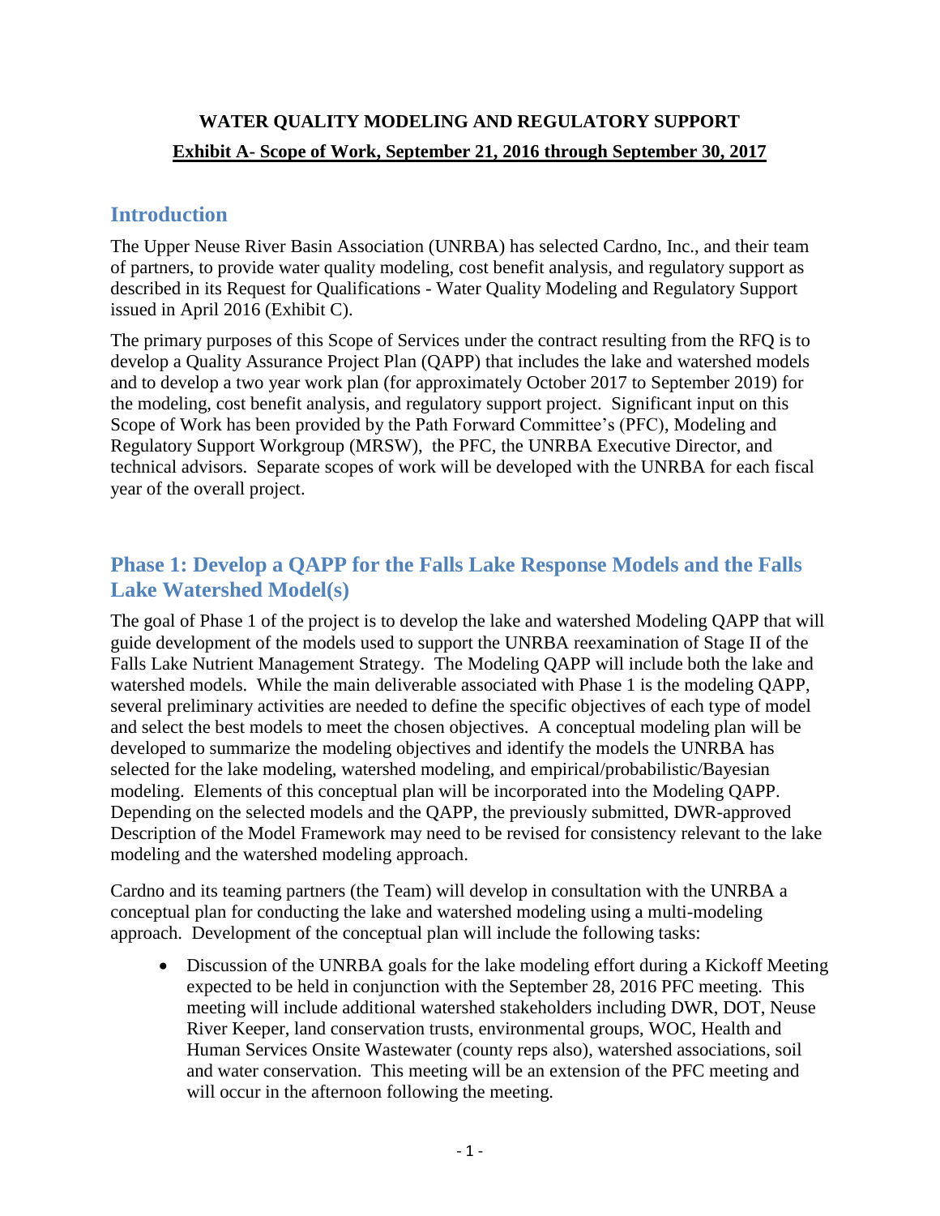**WATER QUALITY MODELING AND REGULATORY SUPPORT**

**Exhibit A- Scope of Work, September 21, 2016 through September 30, 2017**

## Introduction

The Upper Neuse River Basin Association (UNRBA) has selected Cardno, Inc., and their team of partners, to provide water quality modeling, cost benefit analysis, and regulatory support as described in its Request for Qualifications - Water Quality Modeling and Regulatory Support issued in April 2016 (Exhibit C).

The primary purposes of this Scope of Services under the contract resulting from the RFQ is to develop a Quality Assurance Project Plan (QAPP) that includes the lake and watershed models and to develop a two year work plan (for approximately October 2017 to September 2019) for the modeling, cost benefit analysis, and regulatory support project. Significant input on this Scope of Work has been provided by the Path Forward Committee's (PFC), Modeling and Regulatory Support Workgroup (MRSW), the PFC, the UNRBA Executive Director, and technical advisors. Separate scopes of work will be developed with the UNRBA for each fiscal year of the overall project.

## Phase 1: Develop a QAPP for the Falls Lake Response Models and the Falls Lake Watershed Model(s)

The goal of Phase 1 of the project is to develop the lake and watershed Modeling QAPP that will guide development of the models used to support the UNRBA reexamination of Stage II of the Falls Lake Nutrient Management Strategy. The Modeling QAPP will include both the lake and watershed models. While the main deliverable associated with Phase 1 is the modeling QAPP, several preliminary activities are needed to define the specific objectives of each type of model and select the best models to meet the chosen objectives. A conceptual modeling plan will be developed to summarize the modeling objectives and identify the models the UNRBA has selected for the lake modeling, watershed modeling, and empirical/probabilistic/Bayesian modeling. Elements of this conceptual plan will be incorporated into the Modeling QAPP. Depending on the selected models and the QAPP, the previously submitted, DWR-approved Description of the Model Framework may need to be revised for consistency relevant to the lake modeling and the watershed modeling approach.

Cardno and its teaming partners (the Team) will develop in consultation with the UNRBA a conceptual plan for conducting the lake and watershed modeling using a multi-modeling approach. Development of the conceptual plan will include the following tasks:

- Discussion of the UNRBA goals for the lake modeling effort during a Kickoff Meeting expected to be held in conjunction with the September 28, 2016 PFC meeting. This meeting will include additional watershed stakeholders including DWR, DOT, Neuse River Keeper, land conservation trusts, environmental groups, WOC, Health and Human Services Onsite Wastewater (county reps also), watershed associations, soil and water conservation. This meeting will be an extension of the PFC meeting and will occur in the afternoon following the meeting.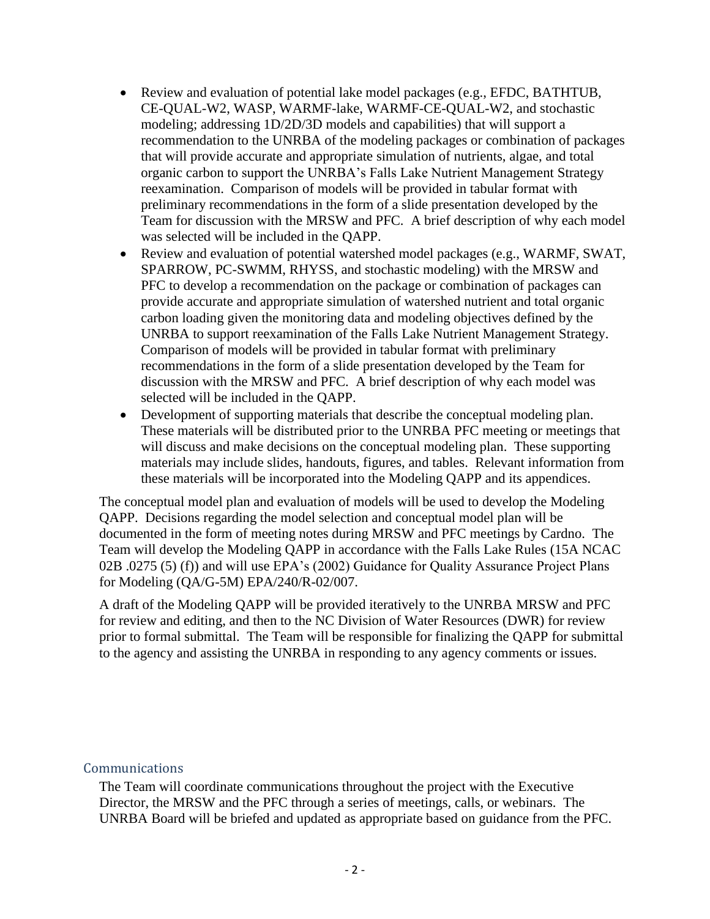- Review and evaluation of potential lake model packages (e.g., EFDC, BATHTUB, CE-QUAL-W2, WASP, WARMF-lake, WARMF-CE-QUAL-W2, and stochastic modeling; addressing 1D/2D/3D models and capabilities) that will support a recommendation to the UNRBA of the modeling packages or combination of packages that will provide accurate and appropriate simulation of nutrients, algae, and total organic carbon to support the UNRBA's Falls Lake Nutrient Management Strategy reexamination. Comparison of models will be provided in tabular format with preliminary recommendations in the form of a slide presentation developed by the Team for discussion with the MRSW and PFC. A brief description of why each model was selected will be included in the QAPP.
- Review and evaluation of potential watershed model packages (e.g., WARMF, SWAT, SPARROW, PC-SWMM, RHYSS, and stochastic modeling) with the MRSW and PFC to develop a recommendation on the package or combination of packages can provide accurate and appropriate simulation of watershed nutrient and total organic carbon loading given the monitoring data and modeling objectives defined by the UNRBA to support reexamination of the Falls Lake Nutrient Management Strategy. Comparison of models will be provided in tabular format with preliminary recommendations in the form of a slide presentation developed by the Team for discussion with the MRSW and PFC. A brief description of why each model was selected will be included in the QAPP.
- Development of supporting materials that describe the conceptual modeling plan. These materials will be distributed prior to the UNRBA PFC meeting or meetings that will discuss and make decisions on the conceptual modeling plan. These supporting materials may include slides, handouts, figures, and tables. Relevant information from these materials will be incorporated into the Modeling QAPP and its appendices.

The conceptual model plan and evaluation of models will be used to develop the Modeling QAPP. Decisions regarding the model selection and conceptual model plan will be documented in the form of meeting notes during MRSW and PFC meetings by Cardno. The Team will develop the Modeling QAPP in accordance with the Falls Lake Rules (15A NCAC 02B .0275 (5) (f)) and will use EPA's (2002) Guidance for Quality Assurance Project Plans for Modeling (QA/G-5M) EPA/240/R-02/007.

A draft of the Modeling QAPP will be provided iteratively to the UNRBA MRSW and PFC for review and editing, and then to the NC Division of Water Resources (DWR) for review prior to formal submittal. The Team will be responsible for finalizing the QAPP for submittal to the agency and assisting the UNRBA in responding to any agency comments or issues.

## Communications

The Team will coordinate communications throughout the project with the Executive Director, the MRSW and the PFC through a series of meetings, calls, or webinars. The UNRBA Board will be briefed and updated as appropriate based on guidance from the PFC.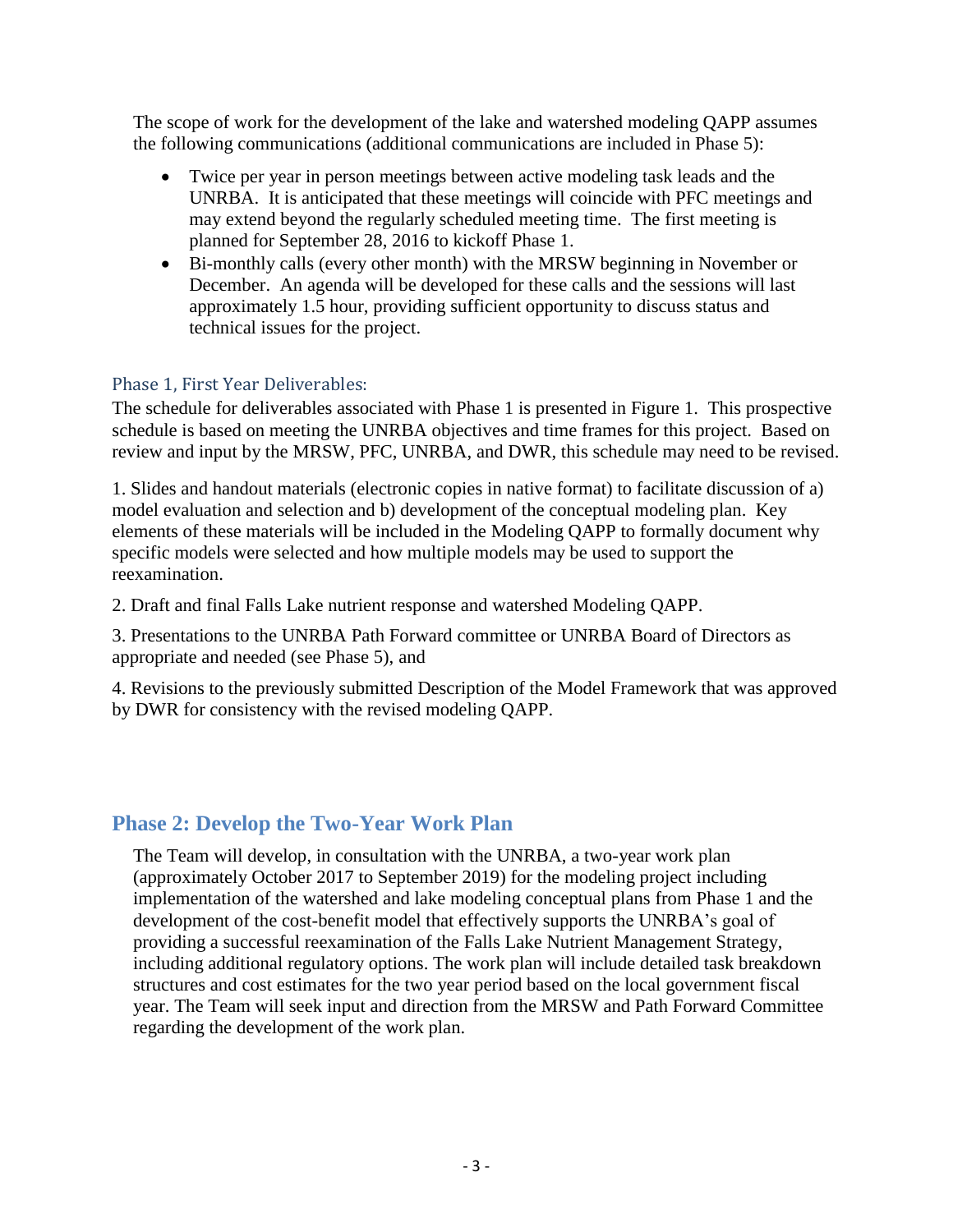The scope of work for the development of the lake and watershed modeling QAPP assumes the following communications (additional communications are included in Phase 5):

- Twice per year in person meetings between active modeling task leads and the UNRBA. It is anticipated that these meetings will coincide with PFC meetings and may extend beyond the regularly scheduled meeting time. The first meeting is planned for September 28, 2016 to kickoff Phase 1.
- Bi-monthly calls (every other month) with the MRSW beginning in November or December. An agenda will be developed for these calls and the sessions will last approximately 1.5 hour, providing sufficient opportunity to discuss status and technical issues for the project.

### Phase 1, First Year Deliverables:

The schedule for deliverables associated with Phase 1 is presented in Figure 1. This prospective schedule is based on meeting the UNRBA objectives and time frames for this project. Based on review and input by the MRSW, PFC, UNRBA, and DWR, this schedule may need to be revised.

1. Slides and handout materials (electronic copies in native format) to facilitate discussion of a) model evaluation and selection and b) development of the conceptual modeling plan. Key elements of these materials will be included in the Modeling QAPP to formally document why specific models were selected and how multiple models may be used to support the reexamination.

2. Draft and final Falls Lake nutrient response and watershed Modeling QAPP.

3. Presentations to the UNRBA Path Forward committee or UNRBA Board of Directors as appropriate and needed (see Phase 5), and

4. Revisions to the previously submitted Description of the Model Framework that was approved by DWR for consistency with the revised modeling QAPP.

## Phase 2: Develop the Two-Year Work Plan

The Team will develop, in consultation with the UNRBA, a two-year work plan (approximately October 2017 to September 2019) for the modeling project including implementation of the watershed and lake modeling conceptual plans from Phase 1 and the development of the cost-benefit model that effectively supports the UNRBA's goal of providing a successful reexamination of the Falls Lake Nutrient Management Strategy, including additional regulatory options. The work plan will include detailed task breakdown structures and cost estimates for the two year period based on the local government fiscal year. The Team will seek input and direction from the MRSW and Path Forward Committee regarding the development of the work plan.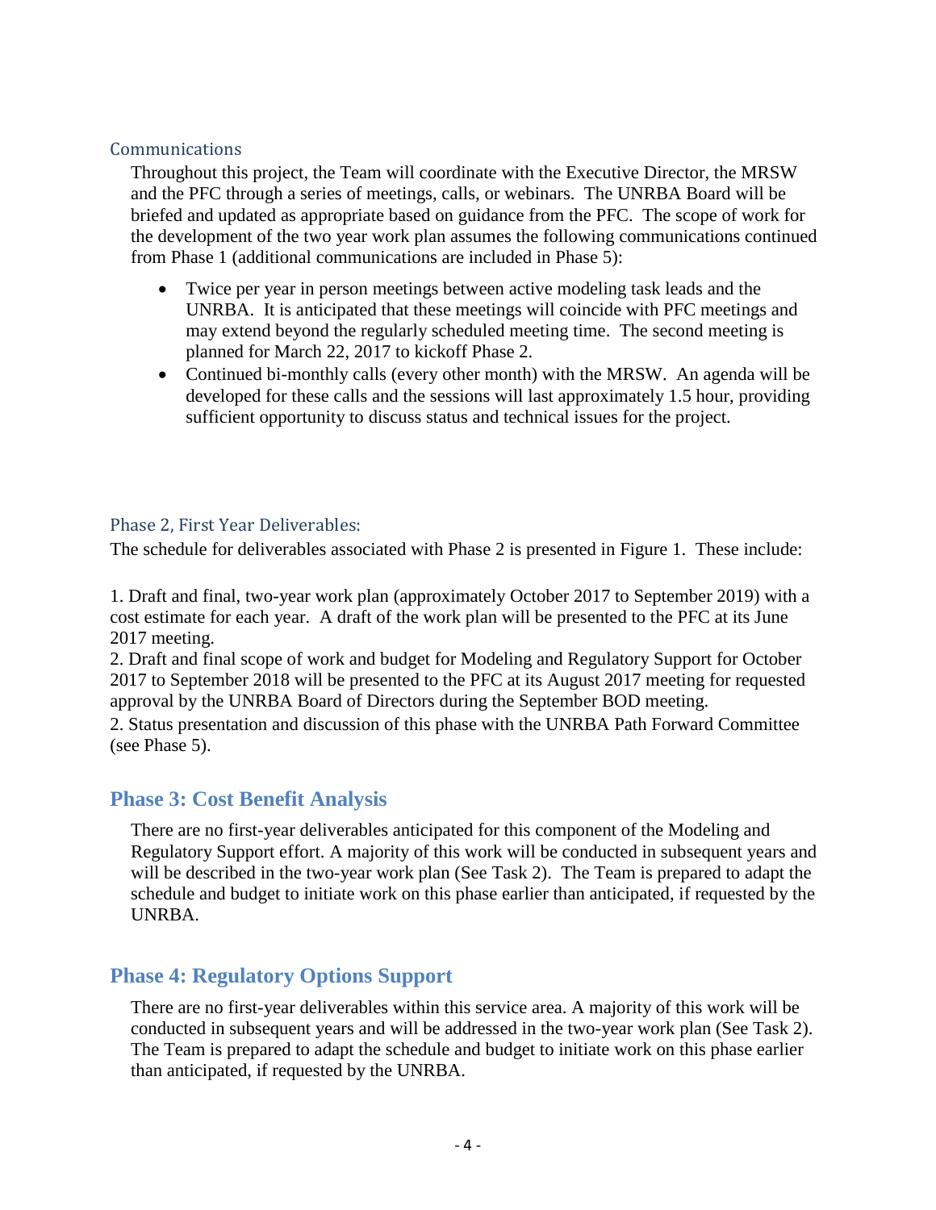### Communications

Throughout this project, the Team will coordinate with the Executive Director, the MRSW and the PFC through a series of meetings, calls, or webinars. The UNRBA Board will be briefed and updated as appropriate based on guidance from the PFC. The scope of work for the development of the two year work plan assumes the following communications continued from Phase 1 (additional communications are included in Phase 5):

- Twice per year in person meetings between active modeling task leads and the UNRBA. It is anticipated that these meetings will coincide with PFC meetings and may extend beyond the regularly scheduled meeting time. The second meeting is planned for March 22, 2017 to kickoff Phase 2.
- Continued bi-monthly calls (every other month) with the MRSW. An agenda will be developed for these calls and the sessions will last approximately 1.5 hour, providing sufficient opportunity to discuss status and technical issues for the project.

### Phase 2, First Year Deliverables:

The schedule for deliverables associated with Phase 2 is presented in Figure 1. These include:

1. Draft and final, two-year work plan (approximately October 2017 to September 2019) with a cost estimate for each year. A draft of the work plan will be presented to the PFC at its June 2017 meeting.
2. Draft and final scope of work and budget for Modeling and Regulatory Support for October 2017 to September 2018 will be presented to the PFC at its August 2017 meeting for requested approval by the UNRBA Board of Directors during the September BOD meeting.
2. Status presentation and discussion of this phase with the UNRBA Path Forward Committee (see Phase 5).

## Phase 3: Cost Benefit Analysis

There are no first-year deliverables anticipated for this component of the Modeling and Regulatory Support effort. A majority of this work will be conducted in subsequent years and will be described in the two-year work plan (See Task 2). The Team is prepared to adapt the schedule and budget to initiate work on this phase earlier than anticipated, if requested by the UNRBA.

## Phase 4: Regulatory Options Support

There are no first-year deliverables within this service area. A majority of this work will be conducted in subsequent years and will be addressed in the two-year work plan (See Task 2). The Team is prepared to adapt the schedule and budget to initiate work on this phase earlier than anticipated, if requested by the UNRBA.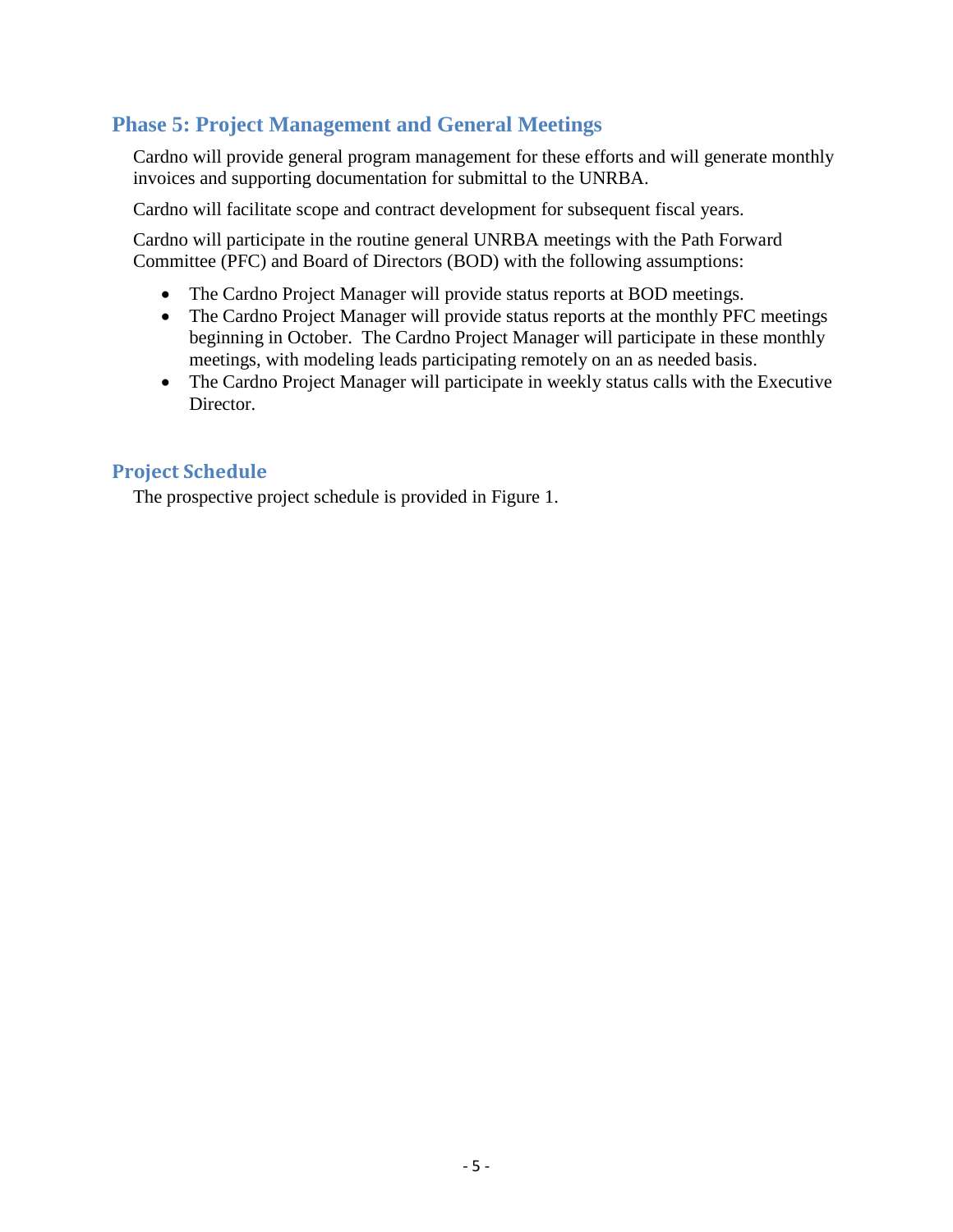## Phase 5: Project Management and General Meetings

Cardno will provide general program management for these efforts and will generate monthly invoices and supporting documentation for submittal to the UNRBA.

Cardno will facilitate scope and contract development for subsequent fiscal years.

Cardno will participate in the routine general UNRBA meetings with the Path Forward Committee (PFC) and Board of Directors (BOD) with the following assumptions:

- The Cardno Project Manager will provide status reports at BOD meetings.
- The Cardno Project Manager will provide status reports at the monthly PFC meetings beginning in October. The Cardno Project Manager will participate in these monthly meetings, with modeling leads participating remotely on an as needed basis.
- The Cardno Project Manager will participate in weekly status calls with the Executive Director.

## Project Schedule

The prospective project schedule is provided in Figure 1.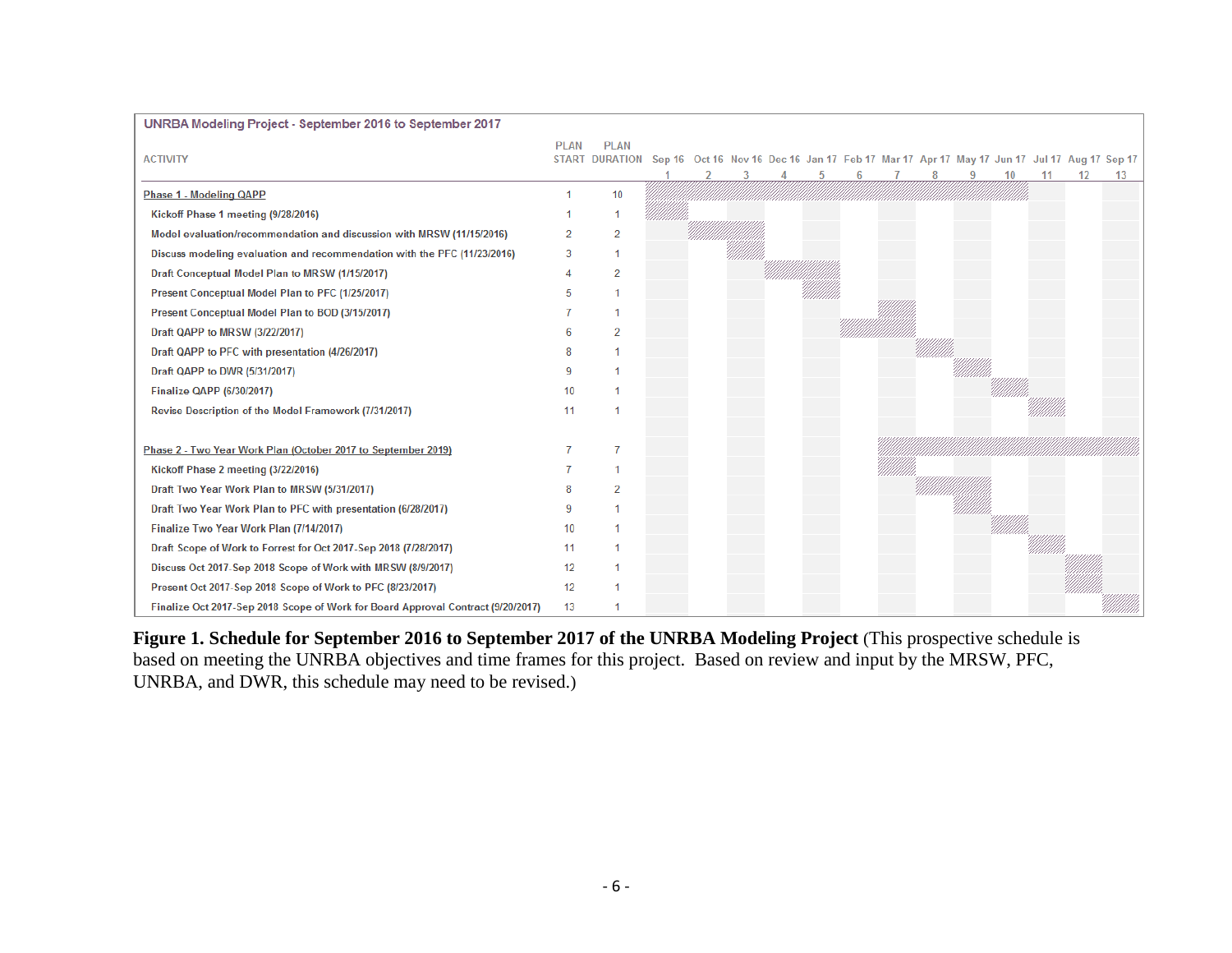UNRBA Modeling Project - September 2016 to September 2017

| ACTIVITY | PLAN START | PLAN DURATION |
|---|---|---|
| Phase 1 - Modeling QAPP | 1 | 10 |
| Kickoff Phase 1 meeting (9/28/2016) | 1 | 1 |
| Model evaluation/recommendation and discussion with MRSW (11/15/2016) | 2 | 2 |
| Discuss modeling evaluation and recommendation with the PFC (11/23/2016) | 3 | 1 |
| Draft Conceptual Model Plan to MRSW (1/15/2017) | 4 | 2 |
| Present Conceptual Model Plan to PFC (1/25/2017) | 5 | 1 |
| Present Conceptual Model Plan to BOD (3/15/2017) | 7 | 1 |
| Draft QAPP to MRSW (3/22/2017) | 6 | 2 |
| Draft QAPP to PFC with presentation (4/26/2017) | 8 | 1 |
| Draft QAPP to DWR (5/31/2017) | 9 | 1 |
| Finalize QAPP (6/30/2017) | 10 | 1 |
| Revise Description of the Model Framework (7/31/2017) | 11 | 1 |
| | | |
| Phase 2 - Two Year Work Plan (October 2017 to September 2019) | 7 | 7 |
| Kickoff Phase 2 meeting (3/22/2016) | 7 | 1 |
| Draft Two Year Work Plan to MRSW (5/31/2017) | 8 | 2 |
| Draft Two Year Work Plan to PFC with presentation (6/28/2017) | 9 | 1 |
| Finalize Two Year Work Plan (7/14/2017) | 10 | 1 |
| Draft Scope of Work to Forrest for Oct 2017-Sep 2018 (7/28/2017) | 11 | 1 |
| Discuss Oct 2017-Sep 2018 Scope of Work with MRSW (8/9/2017) | 12 | 1 |
| Present Oct 2017-Sep 2018 Scope of Work to PFC (8/23/2017) | 12 | 1 |
| Finalize Oct 2017-Sep 2018 Scope of Work for Board Approval Contract (9/20/2017) | 13 | 1 |

Sep 16 Oct 16 Nov 16 Dec 16 Jan 17 Feb 17 Mar 17 Apr 17 May 17 Jun 17 Jul 17 Aug 17 Sep 17

1 2 3 4 5 6 7 8 9 10 11 12 13

**Figure 1. Schedule for September 2016 to September 2017 of the UNRBA Modeling Project** (This prospective schedule is based on meeting the UNRBA objectives and time frames for this project. Based on review and input by the MRSW, PFC, UNRBA, and DWR, this schedule may need to be revised.)